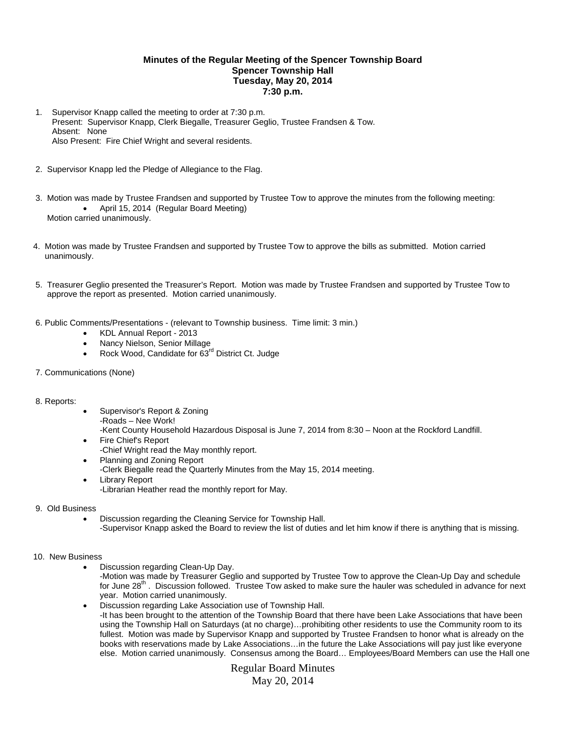# Minutes of the Regular Meeting of the Spencer Township Board
## Spencer Township Hall
## Tuesday, May 20, 2014
## 7:30 p.m.

1. Supervisor Knapp called the meeting to order at 7:30 p.m.
   Present: Supervisor Knapp, Clerk Biegalle, Treasurer Geglio, Trustee Frandsen & Tow.
   Absent: None
   Also Present: Fire Chief Wright and several residents.

2. Supervisor Knapp led the Pledge of Allegiance to the Flag.

3. Motion was made by Trustee Frandsen and supported by Trustee Tow to approve the minutes from the following meeting:
   - April 15, 2014 (Regular Board Meeting)

   Motion carried unanimously.

4. Motion was made by Trustee Frandsen and supported by Trustee Tow to approve the bills as submitted. Motion carried unanimously.

5. Treasurer Geglio presented the Treasurer's Report. Motion was made by Trustee Frandsen and supported by Trustee Tow to approve the report as presented. Motion carried unanimously.

6. Public Comments/Presentations - (relevant to Township business. Time limit: 3 min.)
   - KDL Annual Report - 2013
   - Nancy Nielson, Senior Millage
   - Rock Wood, Candidate for 63rd District Ct. Judge

7. Communications (None)

8. Reports:
   - Supervisor's Report & Zoning
     -Roads – Nee Work!
     -Kent County Household Hazardous Disposal is June 7, 2014 from 8:30 – Noon at the Rockford Landfill.
   - Fire Chief's Report
     -Chief Wright read the May monthly report.
   - Planning and Zoning Report
     -Clerk Biegalle read the Quarterly Minutes from the May 15, 2014 meeting.
   - Library Report
     -Librarian Heather read the monthly report for May.

9. Old Business
   - Discussion regarding the Cleaning Service for Township Hall.
     -Supervisor Knapp asked the Board to review the list of duties and let him know if there is anything that is missing.

10. New Business
    - Discussion regarding Clean-Up Day.
      -Motion was made by Treasurer Geglio and supported by Trustee Tow to approve the Clean-Up Day and schedule for June 28th. Discussion followed. Trustee Tow asked to make sure the hauler was scheduled in advance for next year. Motion carried unanimously.
    - Discussion regarding Lake Association use of Township Hall.
      -It has been brought to the attention of the Township Board that there have been Lake Associations that have been using the Township Hall on Saturdays (at no charge)…prohibiting other residents to use the Community room to its fullest. Motion was made by Supervisor Knapp and supported by Trustee Frandsen to honor what is already on the books with reservations made by Lake Associations…in the future the Lake Associations will pay just like everyone else. Motion carried unanimously. Consensus among the Board… Employees/Board Members can use the Hall one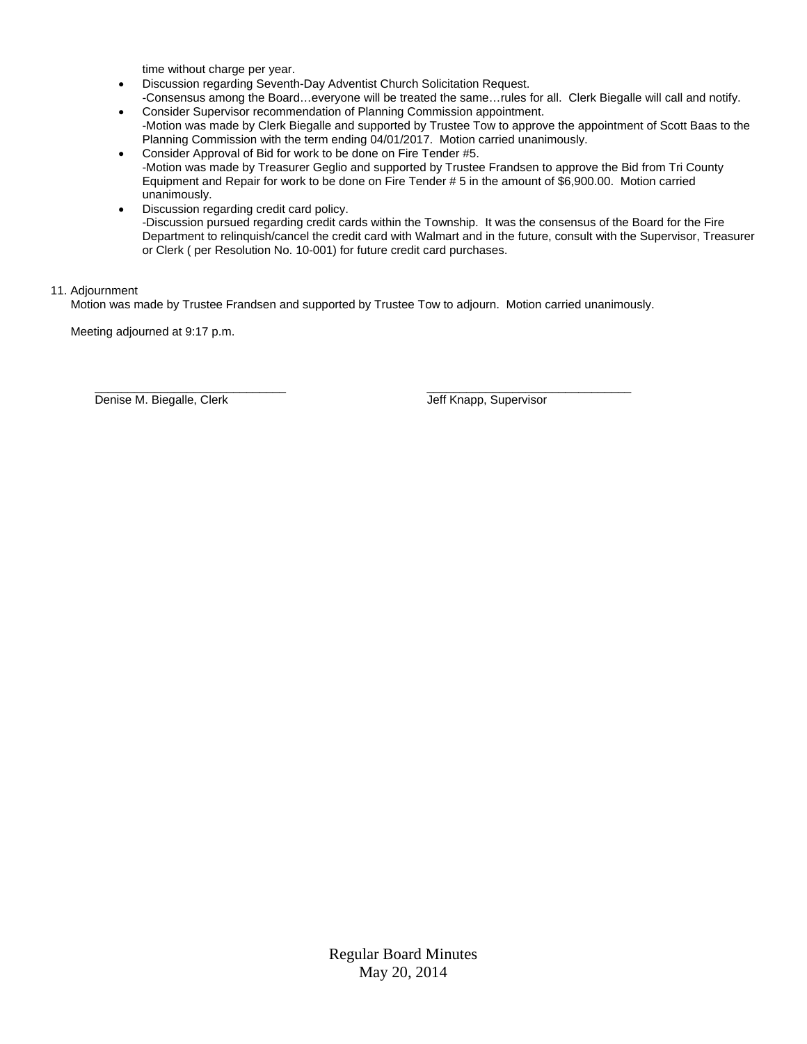time without charge per year.

- Discussion regarding Seventh-Day Adventist Church Solicitation Request.
  -Consensus among the Board…everyone will be treated the same…rules for all. Clerk Biegalle will call and notify.
- Consider Supervisor recommendation of Planning Commission appointment.
  -Motion was made by Clerk Biegalle and supported by Trustee Tow to approve the appointment of Scott Baas to the Planning Commission with the term ending 04/01/2017. Motion carried unanimously.
- Consider Approval of Bid for work to be done on Fire Tender #5.
  -Motion was made by Treasurer Geglio and supported by Trustee Frandsen to approve the Bid from Tri County Equipment and Repair for work to be done on Fire Tender # 5 in the amount of $6,900.00. Motion carried unanimously.
- Discussion regarding credit card policy.
  -Discussion pursued regarding credit cards within the Township. It was the consensus of the Board for the Fire Department to relinquish/cancel the credit card with Walmart and in the future, consult with the Supervisor, Treasurer or Clerk ( per Resolution No. 10-001) for future credit card purchases.

11. Adjournment
    Motion was made by Trustee Frandsen and supported by Trustee Tow to adjourn. Motion carried unanimously.

    Meeting adjourned at 9:17 p.m.

\_\_\_\_\_\_\_\_\_\_\_\_\_\_\_\_\_\_\_\_\_\_\_\_\_\_\_\_\_
Denise M. Biegalle, Clerk

\_\_\_\_\_\_\_\_\_\_\_\_\_\_\_\_\_\_\_\_\_\_\_\_\_\_\_\_\_\_\_
Jeff Knapp, Supervisor

Regular Board Minutes
May 20, 2014